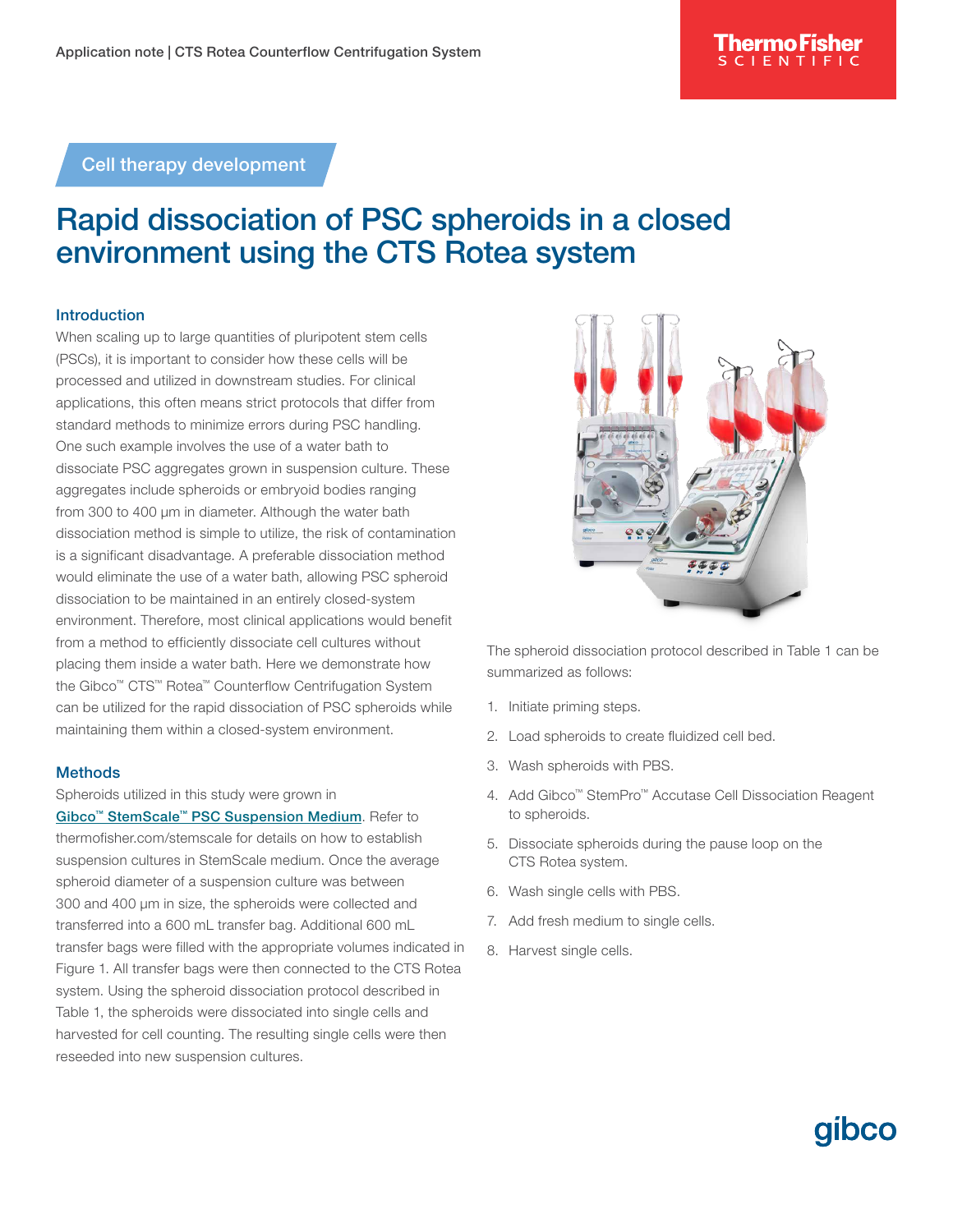Cell therapy development

# Rapid dissociation of PSC spheroids in a closed environment using the CTS Rotea system

## Introduction

When scaling up to large quantities of pluripotent stem cells (PSCs), it is important to consider how these cells will be processed and utilized in downstream studies. For clinical applications, this often means strict protocols that differ from standard methods to minimize errors during PSC handling. One such example involves the use of a water bath to dissociate PSC aggregates grown in suspension culture. These aggregates include spheroids or embryoid bodies ranging from 300 to 400 µm in diameter. Although the water bath dissociation method is simple to utilize, the risk of contamination is a significant disadvantage. A preferable dissociation method would eliminate the use of a water bath, allowing PSC spheroid dissociation to be maintained in an entirely closed-system environment. Therefore, most clinical applications would benefit from a method to efficiently dissociate cell cultures without placing them inside a water bath. Here we demonstrate how the Gibco™ CTS™ Rotea™ Counterflow Centrifugation System can be utilized for the rapid dissociation of PSC spheroids while maintaining them within a closed-system environment.

## Methods

Spheroids utilized in this study were grown in Gibco™ StemScale™ PSC Suspension Medium. Refer to thermofisher.com/stemscale for details on how to establish suspension cultures in StemScale medium. Once the average spheroid diameter of a suspension culture was between 300 and 400 µm in size, the spheroids were collected and transferred into a 600 mL transfer bag. Additional 600 mL transfer bags were filled with the appropriate volumes indicated in Figure 1. All transfer bags were then connected to the CTS Rotea system. Using the spheroid dissociation protocol described in Table 1, the spheroids were dissociated into single cells and harvested for cell counting. The resulting single cells were then reseeded into new suspension cultures.

The spheroid dissociation protocol described in Table 1 can be summarized as follows:

1. Initiate priming steps.
2. Load spheroids to create fluidized cell bed.
3. Wash spheroids with PBS.
4. Add Gibco™ StemPro™ Accutase Cell Dissociation Reagent to spheroids.
5. Dissociate spheroids during the pause loop on the CTS Rotea system.
6. Wash single cells with PBS.
7. Add fresh medium to single cells.
8. Harvest single cells.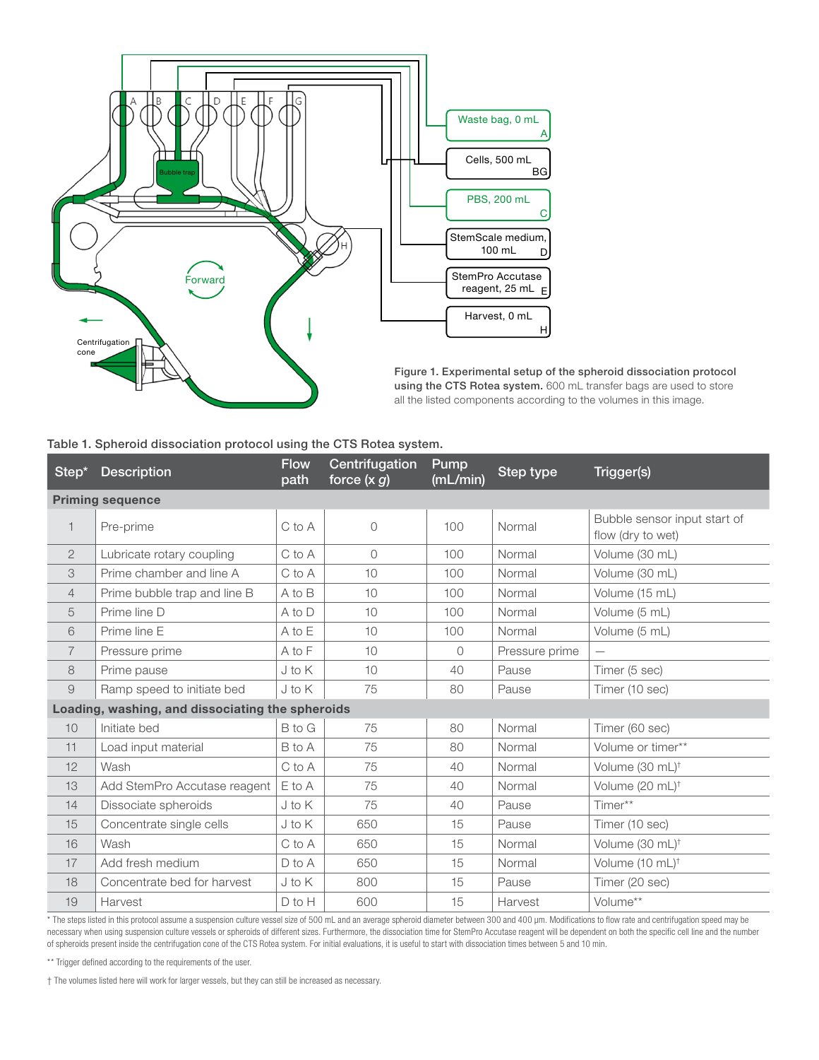**Figure 1. Experimental setup of the spheroid dissociation protocol using the CTS Rotea system.** 600 mL transfer bags are used to store all the listed components according to the volumes in this image.

Table 1. Spheroid dissociation protocol using the CTS Rotea system.

| Step* | Description | Flow path | Centrifugation force (x *g*) | Pump (mL/min) | Step type | Trigger(s) |
|---|---|---|---|---|---|---|
| **Priming sequence** | | | | | | |
| 1 | Pre-prime | C to A | 0 | 100 | Normal | Bubble sensor input start of flow (dry to wet) |
| 2 | Lubricate rotary coupling | C to A | 0 | 100 | Normal | Volume (30 mL) |
| 3 | Prime chamber and line A | C to A | 10 | 100 | Normal | Volume (30 mL) |
| 4 | Prime bubble trap and line B | A to B | 10 | 100 | Normal | Volume (15 mL) |
| 5 | Prime line D | A to D | 10 | 100 | Normal | Volume (5 mL) |
| 6 | Prime line E | A to E | 10 | 100 | Normal | Volume (5 mL) |
| 7 | Pressure prime | A to F | 10 | 0 | Pressure prime | — |
| 8 | Prime pause | J to K | 10 | 40 | Pause | Timer (5 sec) |
| 9 | Ramp speed to initiate bed | J to K | 75 | 80 | Pause | Timer (10 sec) |
| **Loading, washing, and dissociating the spheroids** | | | | | | |
| 10 | Initiate bed | B to G | 75 | 80 | Normal | Timer (60 sec) |
| 11 | Load input material | B to A | 75 | 80 | Normal | Volume or timer** |
| 12 | Wash | C to A | 75 | 40 | Normal | Volume (30 mL)† |
| 13 | Add StemPro Accutase reagent | E to A | 75 | 40 | Normal | Volume (20 mL)† |
| 14 | Dissociate spheroids | J to K | 75 | 40 | Pause | Timer** |
| 15 | Concentrate single cells | J to K | 650 | 15 | Pause | Timer (10 sec) |
| 16 | Wash | C to A | 650 | 15 | Normal | Volume (30 mL)† |
| 17 | Add fresh medium | D to A | 650 | 15 | Normal | Volume (10 mL)† |
| 18 | Concentrate bed for harvest | J to K | 800 | 15 | Pause | Timer (20 sec) |
| 19 | Harvest | D to H | 600 | 15 | Harvest | Volume** |

* The steps listed in this protocol assume a suspension culture vessel size of 500 mL and an average spheroid diameter between 300 and 400 µm. Modifications to flow rate and centrifugation speed may be necessary when using suspension culture vessels or spheroids of different sizes. Furthermore, the dissociation time for StemPro Accutase reagent will be dependent on both the specific cell line and the number of spheroids present inside the centrifugation cone of the CTS Rotea system. For initial evaluations, it is useful to start with dissociation times between 5 and 10 min.

** Trigger defined according to the requirements of the user.

† The volumes listed here will work for larger vessels, but they can still be increased as necessary.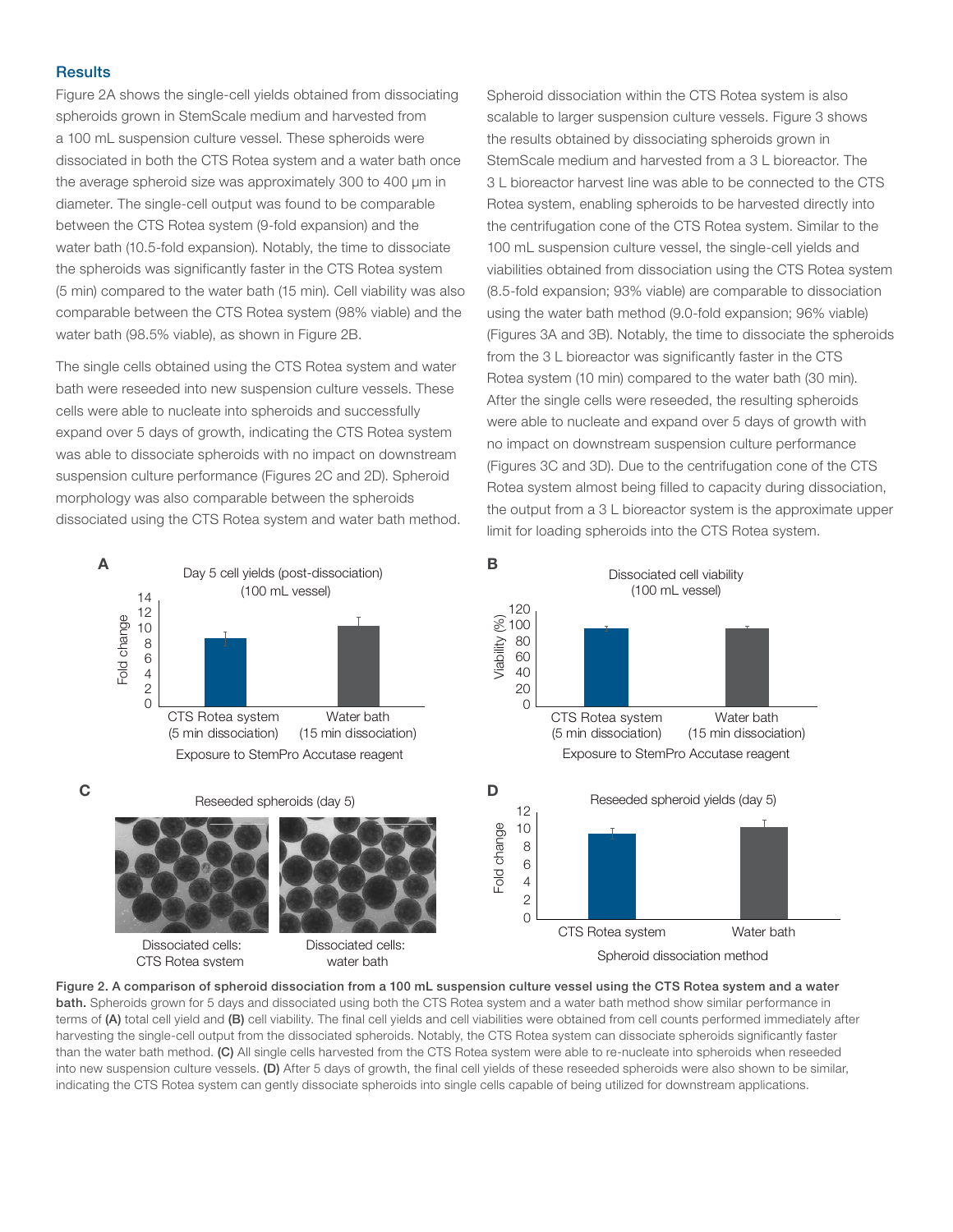## Results

Figure 2A shows the single-cell yields obtained from dissociating spheroids grown in StemScale medium and harvested from a 100 mL suspension culture vessel. These spheroids were dissociated in both the CTS Rotea system and a water bath once the average spheroid size was approximately 300 to 400 µm in diameter. The single-cell output was found to be comparable between the CTS Rotea system (9-fold expansion) and the water bath (10.5-fold expansion). Notably, the time to dissociate the spheroids was significantly faster in the CTS Rotea system (5 min) compared to the water bath (15 min). Cell viability was also comparable between the CTS Rotea system (98% viable) and the water bath (98.5% viable), as shown in Figure 2B.

The single cells obtained using the CTS Rotea system and water bath were reseeded into new suspension culture vessels. These cells were able to nucleate into spheroids and successfully expand over 5 days of growth, indicating the CTS Rotea system was able to dissociate spheroids with no impact on downstream suspension culture performance (Figures 2C and 2D). Spheroid morphology was also comparable between the spheroids dissociated using the CTS Rotea system and water bath method.

Spheroid dissociation within the CTS Rotea system is also scalable to larger suspension culture vessels. Figure 3 shows the results obtained by dissociating spheroids grown in StemScale medium and harvested from a 3 L bioreactor. The 3 L bioreactor harvest line was able to be connected to the CTS Rotea system, enabling spheroids to be harvested directly into the centrifugation cone of the CTS Rotea system. Similar to the 100 mL suspension culture vessel, the single-cell yields and viabilities obtained from dissociation using the CTS Rotea system (8.5-fold expansion; 93% viable) are comparable to dissociation using the water bath method (9.0-fold expansion; 96% viable) (Figures 3A and 3B). Notably, the time to dissociate the spheroids from the 3 L bioreactor was significantly faster in the CTS Rotea system (10 min) compared to the water bath (30 min). After the single cells were reseeded, the resulting spheroids were able to nucleate and expand over 5 days of growth with no impact on downstream suspension culture performance (Figures 3C and 3D). Due to the centrifugation cone of the CTS Rotea system almost being filled to capacity during dissociation, the output from a 3 L bioreactor system is the approximate upper limit for loading spheroids into the CTS Rotea system.

**Figure 2. A comparison of spheroid dissociation from a 100 mL suspension culture vessel using the CTS Rotea system and a water bath.** Spheroids grown for 5 days and dissociated using both the CTS Rotea system and a water bath method show similar performance in terms of **(A)** total cell yield and **(B)** cell viability. The final cell yields and cell viabilities were obtained from cell counts performed immediately after harvesting the single-cell output from the dissociated spheroids. Notably, the CTS Rotea system can dissociate spheroids significantly faster than the water bath method. **(C)** All single cells harvested from the CTS Rotea system were able to re-nucleate into spheroids when reseeded into new suspension culture vessels. **(D)** After 5 days of growth, the final cell yields of these reseeded spheroids were also shown to be similar, indicating the CTS Rotea system can gently dissociate spheroids into single cells capable of being utilized for downstream applications.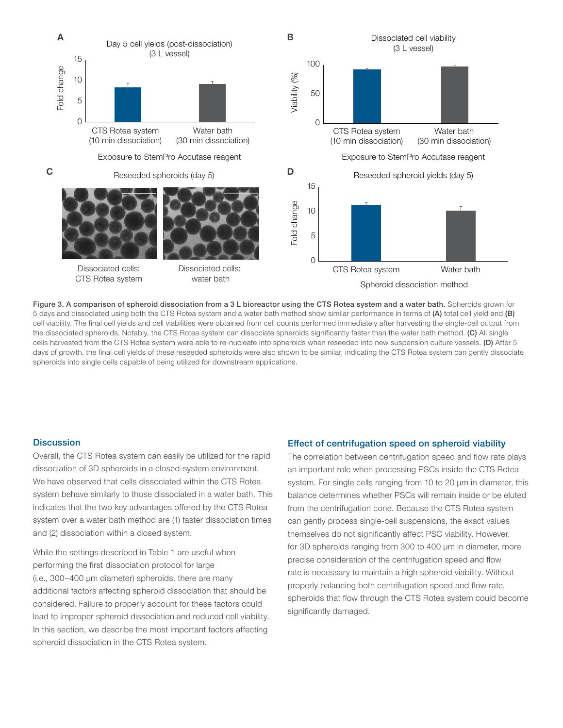**Figure 3. A comparison of spheroid dissociation from a 3 L bioreactor using the CTS Rotea system and a water bath.** Spheroids grown for 5 days and dissociated using both the CTS Rotea system and a water bath method show similar performance in terms of **(A)** total cell yield and **(B)** cell viability. The final cell yields and cell viabilities were obtained from cell counts performed immediately after harvesting the single-cell output from the dissociated spheroids. Notably, the CTS Rotea system can dissociate spheroids significantly faster than the water bath method. **(C)** All single cells harvested from the CTS Rotea system were able to re-nucleate into spheroids when reseeded into new suspension culture vessels. **(D)** After 5 days of growth, the final cell yields of these reseeded spheroids were also shown to be similar, indicating the CTS Rotea system can gently dissociate spheroids into single cells capable of being utilized for downstream applications.

## Discussion

Overall, the CTS Rotea system can easily be utilized for the rapid dissociation of 3D spheroids in a closed-system environment. We have observed that cells dissociated within the CTS Rotea system behave similarly to those dissociated in a water bath. This indicates that the two key advantages offered by the CTS Rotea system over a water bath method are (1) faster dissociation times and (2) dissociation within a closed system.

While the settings described in Table 1 are useful when performing the first dissociation protocol for large (i.e., 300–400 µm diameter) spheroids, there are many additional factors affecting spheroid dissociation that should be considered. Failure to properly account for these factors could lead to improper spheroid dissociation and reduced cell viability. In this section, we describe the most important factors affecting spheroid dissociation in the CTS Rotea system.

## Effect of centrifugation speed on spheroid viability

The correlation between centrifugation speed and flow rate plays an important role when processing PSCs inside the CTS Rotea system. For single cells ranging from 10 to 20 µm in diameter, this balance determines whether PSCs will remain inside or be eluted from the centrifugation cone. Because the CTS Rotea system can gently process single-cell suspensions, the exact values themselves do not significantly affect PSC viability. However, for 3D spheroids ranging from 300 to 400 µm in diameter, more precise consideration of the centrifugation speed and flow rate is necessary to maintain a high spheroid viability. Without properly balancing both centrifugation speed and flow rate, spheroids that flow through the CTS Rotea system could become significantly damaged.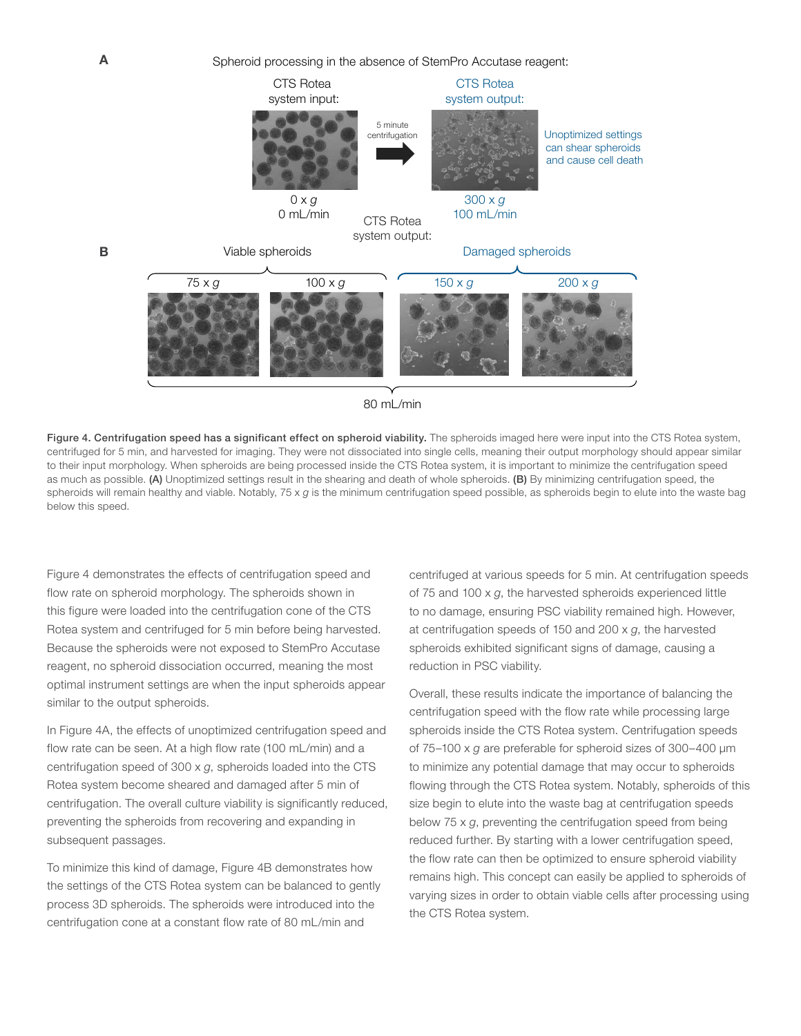A

Spheroid processing in the absence of StemPro Accutase reagent:

CTS Rotea system input: 0 x *g*, 0 mL/min → 5 minute centrifugation → CTS Rotea system output: 300 x *g*, 100 mL/min

Unoptimized settings can shear spheroids and cause cell death

B

CTS Rotea system output:

Viable spheroids: 75 x *g*, 100 x *g*

Damaged spheroids: 150 x *g*, 200 x *g*

80 mL/min

**Figure 4. Centrifugation speed has a significant effect on spheroid viability.** The spheroids imaged here were input into the CTS Rotea system, centrifuged for 5 min, and harvested for imaging. They were not dissociated into single cells, meaning their output morphology should appear similar to their input morphology. When spheroids are being processed inside the CTS Rotea system, it is important to minimize the centrifugation speed as much as possible. **(A)** Unoptimized settings result in the shearing and death of whole spheroids. **(B)** By minimizing centrifugation speed, the spheroids will remain healthy and viable. Notably, 75 x *g* is the minimum centrifugation speed possible, as spheroids begin to elute into the waste bag below this speed.

Figure 4 demonstrates the effects of centrifugation speed and flow rate on spheroid morphology. The spheroids shown in this figure were loaded into the centrifugation cone of the CTS Rotea system and centrifuged for 5 min before being harvested. Because the spheroids were not exposed to StemPro Accutase reagent, no spheroid dissociation occurred, meaning the most optimal instrument settings are when the input spheroids appear similar to the output spheroids.

In Figure 4A, the effects of unoptimized centrifugation speed and flow rate can be seen. At a high flow rate (100 mL/min) and a centrifugation speed of 300 x *g*, spheroids loaded into the CTS Rotea system become sheared and damaged after 5 min of centrifugation. The overall culture viability is significantly reduced, preventing the spheroids from recovering and expanding in subsequent passages.

To minimize this kind of damage, Figure 4B demonstrates how the settings of the CTS Rotea system can be balanced to gently process 3D spheroids. The spheroids were introduced into the centrifugation cone at a constant flow rate of 80 mL/min and centrifuged at various speeds for 5 min. At centrifugation speeds of 75 and 100 x *g*, the harvested spheroids experienced little to no damage, ensuring PSC viability remained high. However, at centrifugation speeds of 150 and 200 x *g*, the harvested spheroids exhibited significant signs of damage, causing a reduction in PSC viability.

Overall, these results indicate the importance of balancing the centrifugation speed with the flow rate while processing large spheroids inside the CTS Rotea system. Centrifugation speeds of 75–100 x *g* are preferable for spheroid sizes of 300–400 µm to minimize any potential damage that may occur to spheroids flowing through the CTS Rotea system. Notably, spheroids of this size begin to elute into the waste bag at centrifugation speeds below 75 x *g*, preventing the centrifugation speed from being reduced further. By starting with a lower centrifugation speed, the flow rate can then be optimized to ensure spheroid viability remains high. This concept can easily be applied to spheroids of varying sizes in order to obtain viable cells after processing using the CTS Rotea system.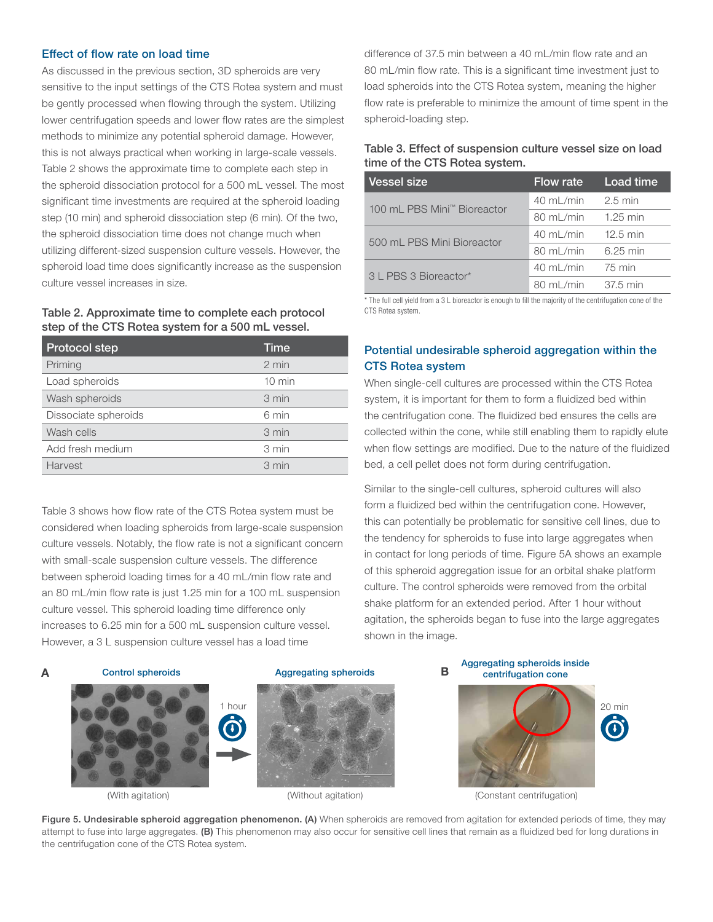## Effect of flow rate on load time

As discussed in the previous section, 3D spheroids are very sensitive to the input settings of the CTS Rotea system and must be gently processed when flowing through the system. Utilizing lower centrifugation speeds and lower flow rates are the simplest methods to minimize any potential spheroid damage. However, this is not always practical when working in large-scale vessels. Table 2 shows the approximate time to complete each step in the spheroid dissociation protocol for a 500 mL vessel. The most significant time investments are required at the spheroid loading step (10 min) and spheroid dissociation step (6 min). Of the two, the spheroid dissociation time does not change much when utilizing different-sized suspension culture vessels. However, the spheroid load time does significantly increase as the suspension culture vessel increases in size.

**Table 2. Approximate time to complete each protocol step of the CTS Rotea system for a 500 mL vessel.**

| Protocol step | Time |
|---|---|
| Priming | 2 min |
| Load spheroids | 10 min |
| Wash spheroids | 3 min |
| Dissociate spheroids | 6 min |
| Wash cells | 3 min |
| Add fresh medium | 3 min |
| Harvest | 3 min |

Table 3 shows how flow rate of the CTS Rotea system must be considered when loading spheroids from large-scale suspension culture vessels. Notably, the flow rate is not a significant concern with small-scale suspension culture vessels. The difference between spheroid loading times for a 40 mL/min flow rate and an 80 mL/min flow rate is just 1.25 min for a 100 mL suspension culture vessel. This spheroid loading time difference only increases to 6.25 min for a 500 mL suspension culture vessel. However, a 3 L suspension culture vessel has a load time difference of 37.5 min between a 40 mL/min flow rate and an 80 mL/min flow rate. This is a significant time investment just to load spheroids into the CTS Rotea system, meaning the higher flow rate is preferable to minimize the amount of time spent in the spheroid-loading step.

**Table 3. Effect of suspension culture vessel size on load time of the CTS Rotea system.**

| Vessel size | Flow rate | Load time |
|---|---|---|
| 100 mL PBS Mini™ Bioreactor | 40 mL/min | 2.5 min |
| | 80 mL/min | 1.25 min |
| 500 mL PBS Mini Bioreactor | 40 mL/min | 12.5 min |
| | 80 mL/min | 6.25 min |
| 3 L PBS 3 Bioreactor* | 40 mL/min | 75 min |
| | 80 mL/min | 37.5 min |

\* The full cell yield from a 3 L bioreactor is enough to fill the majority of the centrifugation cone of the CTS Rotea system.

## Potential undesirable spheroid aggregation within the CTS Rotea system

When single-cell cultures are processed within the CTS Rotea system, it is important for them to form a fluidized bed within the centrifugation cone. The fluidized bed ensures the cells are collected within the cone, while still enabling them to rapidly elute when flow settings are modified. Due to the nature of the fluidized bed, a cell pellet does not form during centrifugation.

Similar to the single-cell cultures, spheroid cultures will also form a fluidized bed within the centrifugation cone. However, this can potentially be problematic for sensitive cell lines, due to the tendency for spheroids to fuse into large aggregates when in contact for long periods of time. Figure 5A shows an example of this spheroid aggregation issue for an orbital shake platform culture. The control spheroids were removed from the orbital shake platform for an extended period. After 1 hour without agitation, the spheroids began to fuse into the large aggregates shown in the image.

A — Control spheroids (With agitation) → 1 hour → Aggregating spheroids (Without agitation)

B — Aggregating spheroids inside centrifugation cone (Constant centrifugation) — 20 min

**Figure 5. Undesirable spheroid aggregation phenomenon. (A)** When spheroids are removed from agitation for extended periods of time, they may attempt to fuse into large aggregates. **(B)** This phenomenon may also occur for sensitive cell lines that remain as a fluidized bed for long durations in the centrifugation cone of the CTS Rotea system.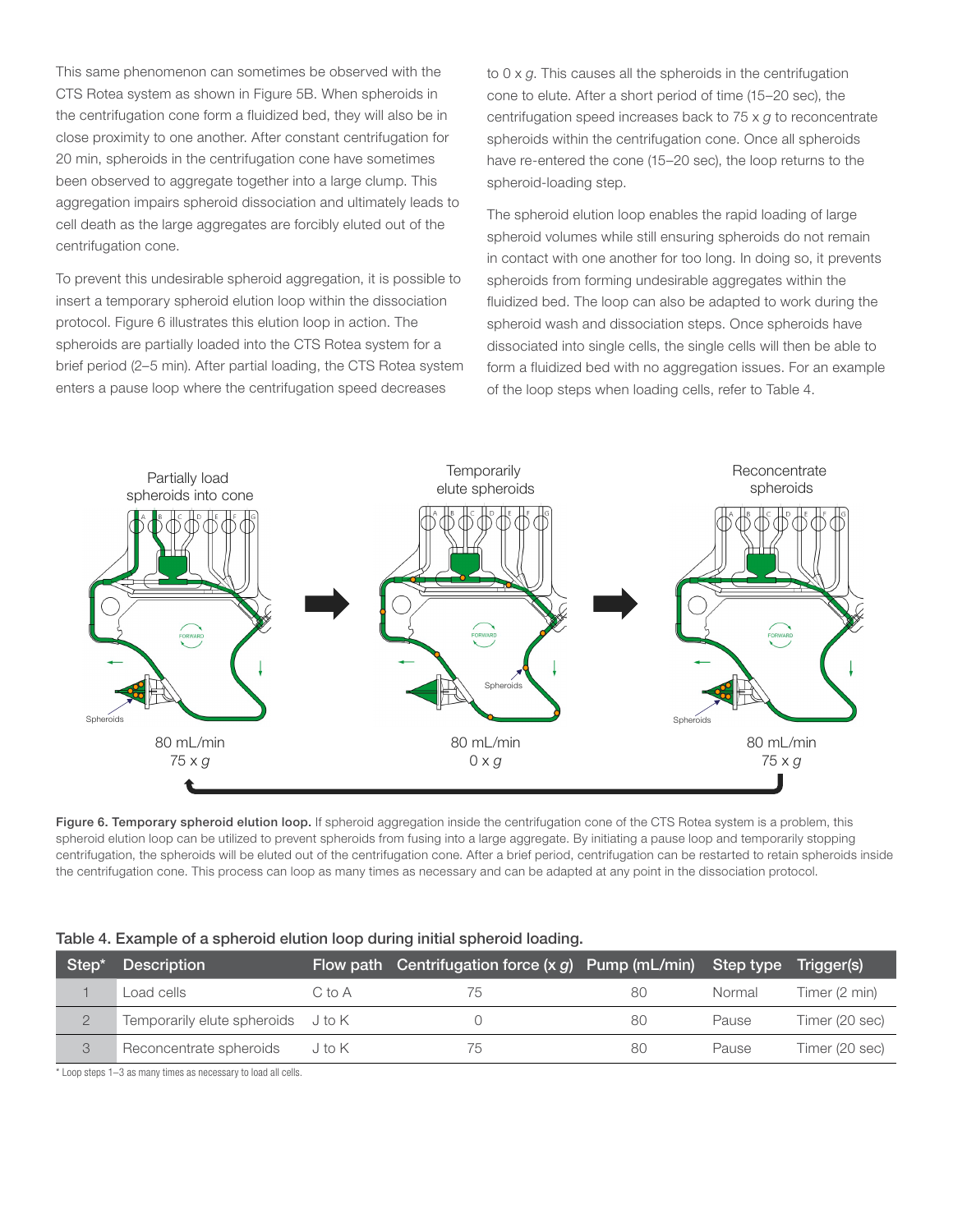This same phenomenon can sometimes be observed with the CTS Rotea system as shown in Figure 5B. When spheroids in the centrifugation cone form a fluidized bed, they will also be in close proximity to one another. After constant centrifugation for 20 min, spheroids in the centrifugation cone have sometimes been observed to aggregate together into a large clump. This aggregation impairs spheroid dissociation and ultimately leads to cell death as the large aggregates are forcibly eluted out of the centrifugation cone.

To prevent this undesirable spheroid aggregation, it is possible to insert a temporary spheroid elution loop within the dissociation protocol. Figure 6 illustrates this elution loop in action. The spheroids are partially loaded into the CTS Rotea system for a brief period (2–5 min). After partial loading, the CTS Rotea system enters a pause loop where the centrifugation speed decreases to 0 x *g*. This causes all the spheroids in the centrifugation cone to elute. After a short period of time (15–20 sec), the centrifugation speed increases back to 75 x *g* to reconcentrate spheroids within the centrifugation cone. Once all spheroids have re-entered the cone (15–20 sec), the loop returns to the spheroid-loading step.

The spheroid elution loop enables the rapid loading of large spheroid volumes while still ensuring spheroids do not remain in contact with one another for too long. In doing so, it prevents spheroids from forming undesirable aggregates within the fluidized bed. The loop can also be adapted to work during the spheroid wash and dissociation steps. Once spheroids have dissociated into single cells, the single cells will then be able to form a fluidized bed with no aggregation issues. For an example of the loop steps when loading cells, refer to Table 4.

**Figure 6. Temporary spheroid elution loop.** If spheroid aggregation inside the centrifugation cone of the CTS Rotea system is a problem, this spheroid elution loop can be utilized to prevent spheroids from fusing into a large aggregate. By initiating a pause loop and temporarily stopping centrifugation, the spheroids will be eluted out of the centrifugation cone. After a brief period, centrifugation can be restarted to retain spheroids inside the centrifugation cone. This process can loop as many times as necessary and can be adapted at any point in the dissociation protocol.

**Table 4. Example of a spheroid elution loop during initial spheroid loading.**

| Step* | Description | Flow path | Centrifugation force (x *g*) | Pump (mL/min) | Step type | Trigger(s) |
|---|---|---|---|---|---|---|
| 1 | Load cells | C to A | 75 | 80 | Normal | Timer (2 min) |
| 2 | Temporarily elute spheroids | J to K | 0 | 80 | Pause | Timer (20 sec) |
| 3 | Reconcentrate spheroids | J to K | 75 | 80 | Pause | Timer (20 sec) |

\* Loop steps 1–3 as many times as necessary to load all cells.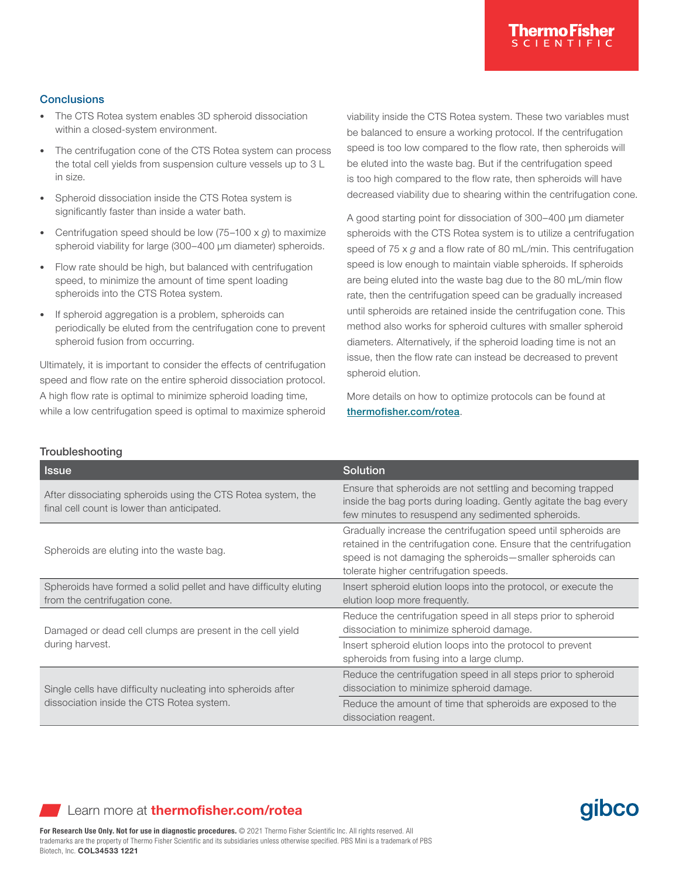## Conclusions

- The CTS Rotea system enables 3D spheroid dissociation within a closed-system environment.
- The centrifugation cone of the CTS Rotea system can process the total cell yields from suspension culture vessels up to 3 L in size.
- Spheroid dissociation inside the CTS Rotea system is significantly faster than inside a water bath.
- Centrifugation speed should be low (75–100 x *g*) to maximize spheroid viability for large (300–400 µm diameter) spheroids.
- Flow rate should be high, but balanced with centrifugation speed, to minimize the amount of time spent loading spheroids into the CTS Rotea system.
- If spheroid aggregation is a problem, spheroids can periodically be eluted from the centrifugation cone to prevent spheroid fusion from occurring.

Ultimately, it is important to consider the effects of centrifugation speed and flow rate on the entire spheroid dissociation protocol. A high flow rate is optimal to minimize spheroid loading time, while a low centrifugation speed is optimal to maximize spheroid viability inside the CTS Rotea system. These two variables must be balanced to ensure a working protocol. If the centrifugation speed is too low compared to the flow rate, then spheroids will be eluted into the waste bag. But if the centrifugation speed is too high compared to the flow rate, then spheroids will have decreased viability due to shearing within the centrifugation cone.

A good starting point for dissociation of 300–400 µm diameter spheroids with the CTS Rotea system is to utilize a centrifugation speed of 75 x *g* and a flow rate of 80 mL/min. This centrifugation speed is low enough to maintain viable spheroids. If spheroids are being eluted into the waste bag due to the 80 mL/min flow rate, then the centrifugation speed can be gradually increased until spheroids are retained inside the centrifugation cone. This method also works for spheroid cultures with smaller spheroid diameters. Alternatively, if the spheroid loading time is not an issue, then the flow rate can instead be decreased to prevent spheroid elution.

More details on how to optimize protocols can be found at thermofisher.com/rotea.

### Troubleshooting

| Issue | Solution |
|---|---|
| After dissociating spheroids using the CTS Rotea system, the final cell count is lower than anticipated. | Ensure that spheroids are not settling and becoming trapped inside the bag ports during loading. Gently agitate the bag every few minutes to resuspend any sedimented spheroids. |
| Spheroids are eluting into the waste bag. | Gradually increase the centrifugation speed until spheroids are retained in the centrifugation cone. Ensure that the centrifugation speed is not damaging the spheroids—smaller spheroids can tolerate higher centrifugation speeds. |
| Spheroids have formed a solid pellet and have difficulty eluting from the centrifugation cone. | Insert spheroid elution loops into the protocol, or execute the elution loop more frequently. |
| Damaged or dead cell clumps are present in the cell yield during harvest. | Reduce the centrifugation speed in all steps prior to spheroid dissociation to minimize spheroid damage. |
| | Insert spheroid elution loops into the protocol to prevent spheroids from fusing into a large clump. |
| Single cells have difficulty nucleating into spheroids after dissociation inside the CTS Rotea system. | Reduce the centrifugation speed in all steps prior to spheroid dissociation to minimize spheroid damage. |
| | Reduce the amount of time that spheroids are exposed to the dissociation reagent. |

Learn more at **thermofisher.com/rotea**

**For Research Use Only. Not for use in diagnostic procedures.** © 2021 Thermo Fisher Scientific Inc. All rights reserved. All trademarks are the property of Thermo Fisher Scientific and its subsidiaries unless otherwise specified. PBS Mini is a trademark of PBS Biotech, Inc. **COL34533 1221**